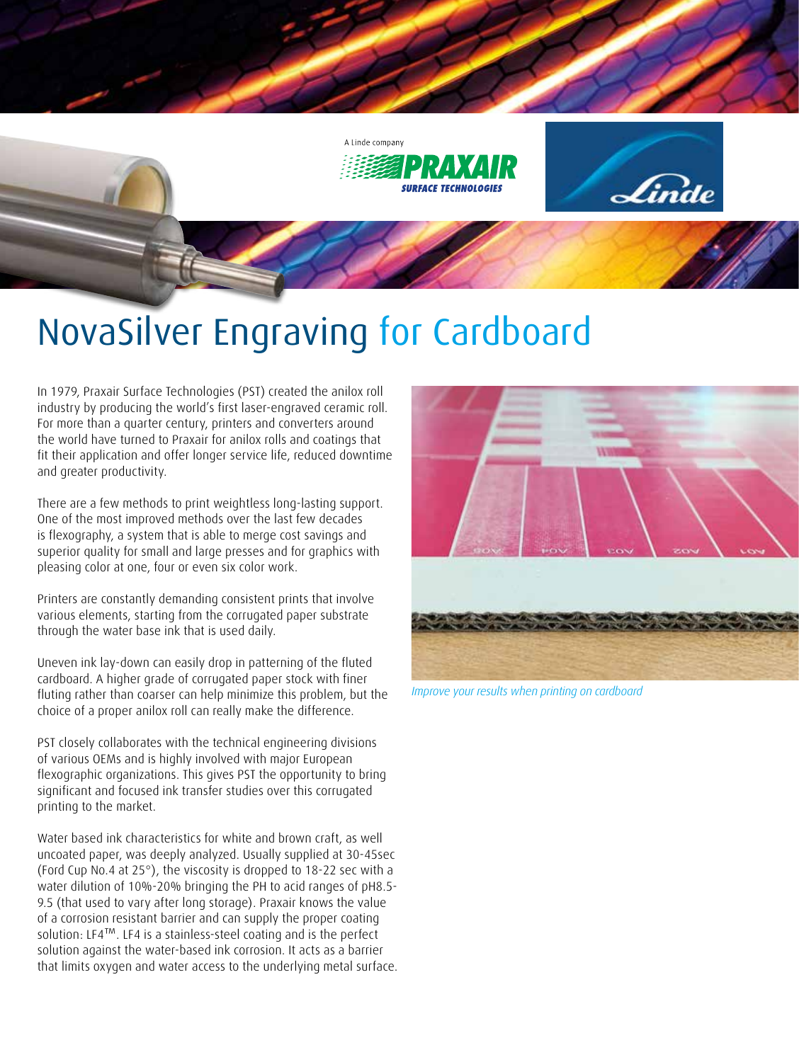A Linde company

PRAXAIR SURFACE TECHNOLOGIES

Linde

# NovaSilver Engraving for Cardboard

In 1979, Praxair Surface Technologies (PST) created the anilox roll industry by producing the world's first laser-engraved ceramic roll. For more than a quarter century, printers and converters around the world have turned to Praxair for anilox rolls and coatings that fit their application and offer longer service life, reduced downtime and greater productivity.

There are a few methods to print weightless long-lasting support. One of the most improved methods over the last few decades is flexography, a system that is able to merge cost savings and superior quality for small and large presses and for graphics with pleasing color at one, four or even six color work.

Printers are constantly demanding consistent prints that involve various elements, starting from the corrugated paper substrate through the water base ink that is used daily.

Uneven ink lay-down can easily drop in patterning of the fluted cardboard. A higher grade of corrugated paper stock with finer fluting rather than coarser can help minimize this problem, but the choice of a proper anilox roll can really make the difference.

PST closely collaborates with the technical engineering divisions of various OEMs and is highly involved with major European flexographic organizations. This gives PST the opportunity to bring significant and focused ink transfer studies over this corrugated printing to the market.

Water based ink characteristics for white and brown craft, as well uncoated paper, was deeply analyzed. Usually supplied at 30-45sec (Ford Cup No.4 at 25°), the viscosity is dropped to 18-22 sec with a water dilution of 10%-20% bringing the PH to acid ranges of pH8.5-9.5 (that used to vary after long storage). Praxair knows the value of a corrosion resistant barrier and can supply the proper coating solution: LF4™. LF4 is a stainless-steel coating and is the perfect solution against the water-based ink corrosion. It acts as a barrier that limits oxygen and water access to the underlying metal surface.

*Improve your results when printing on cardboard*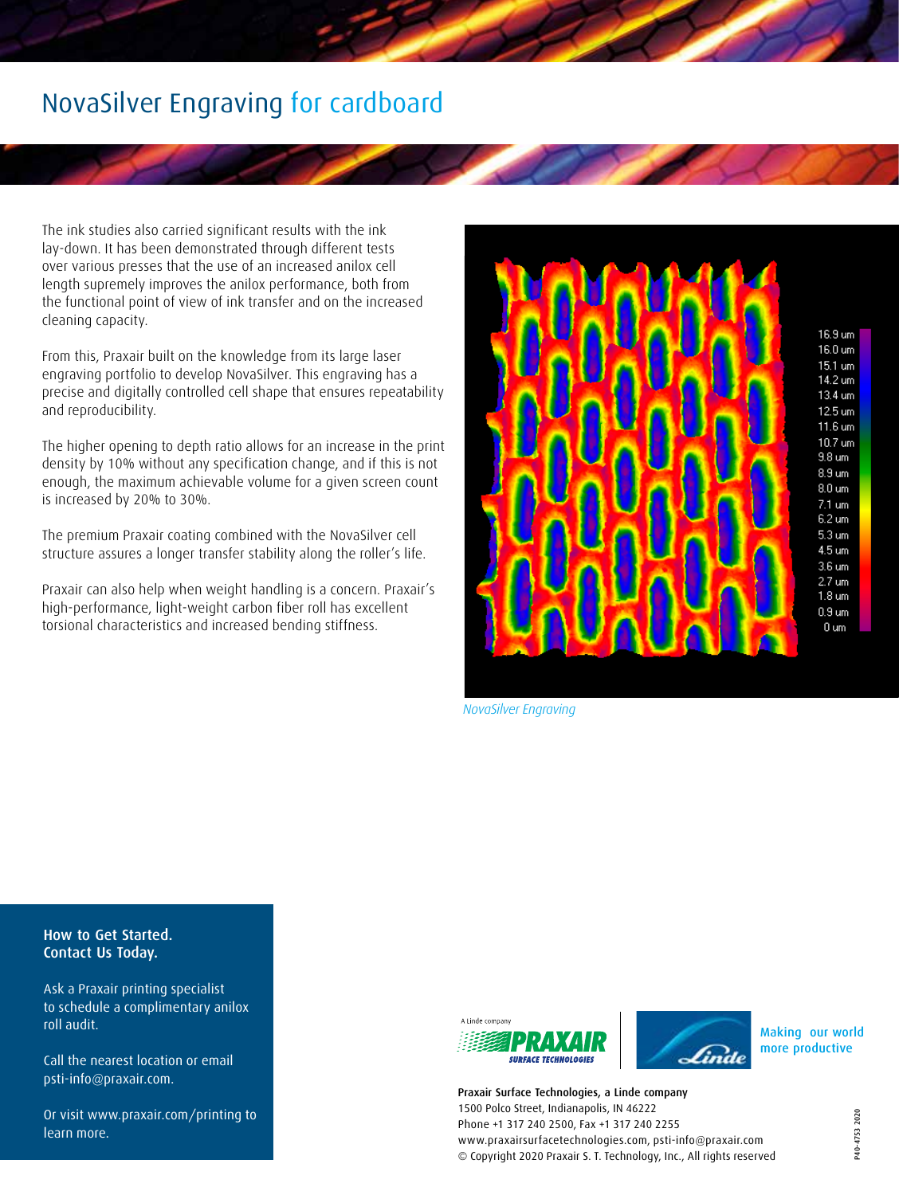# NovaSilver Engraving for cardboard

The ink studies also carried significant results with the ink lay-down. It has been demonstrated through different tests over various presses that the use of an increased anilox cell length supremely improves the anilox performance, both from the functional point of view of ink transfer and on the increased cleaning capacity.

From this, Praxair built on the knowledge from its large laser engraving portfolio to develop NovaSilver. This engraving has a precise and digitally controlled cell shape that ensures repeatability and reproducibility.

The higher opening to depth ratio allows for an increase in the print density by 10% without any specification change, and if this is not enough, the maximum achievable volume for a given screen count is increased by 20% to 30%.

The premium Praxair coating combined with the NovaSilver cell structure assures a longer transfer stability along the roller's life.

Praxair can also help when weight handling is a concern. Praxair's high-performance, light-weight carbon fiber roll has excellent torsional characteristics and increased bending stiffness.

16.9 um
16.0 um
15.1 um
14.2 um
13.4 um
12.5 um
11.6 um
10.7 um
9.8 um
8.9 um
8.0 um
7.1 um
6.2 um
5.3 um
4.5 um
3.6 um
2.7 um
1.8 um
0.9 um
0 um

*NovaSilver Engraving*

**How to Get Started.**
**Contact Us Today.**

Ask a Praxair printing specialist to schedule a complimentary anilox roll audit.

Call the nearest location or email psti-info@praxair.com.

Or visit www.praxair.com/printing to learn more.

A Linde company
PRAXAIR SURFACE TECHNOLOGIES

Linde

Making our world more productive

**Praxair Surface Technologies, a Linde company**
1500 Polco Street, Indianapolis, IN 46222
Phone +1 317 240 2500, Fax +1 317 240 2255
www.praxairsurfacetechnologies.com, psti-info@praxair.com
© Copyright 2020 Praxair S. T. Technology, Inc., All rights reserved

P40-4753 2020